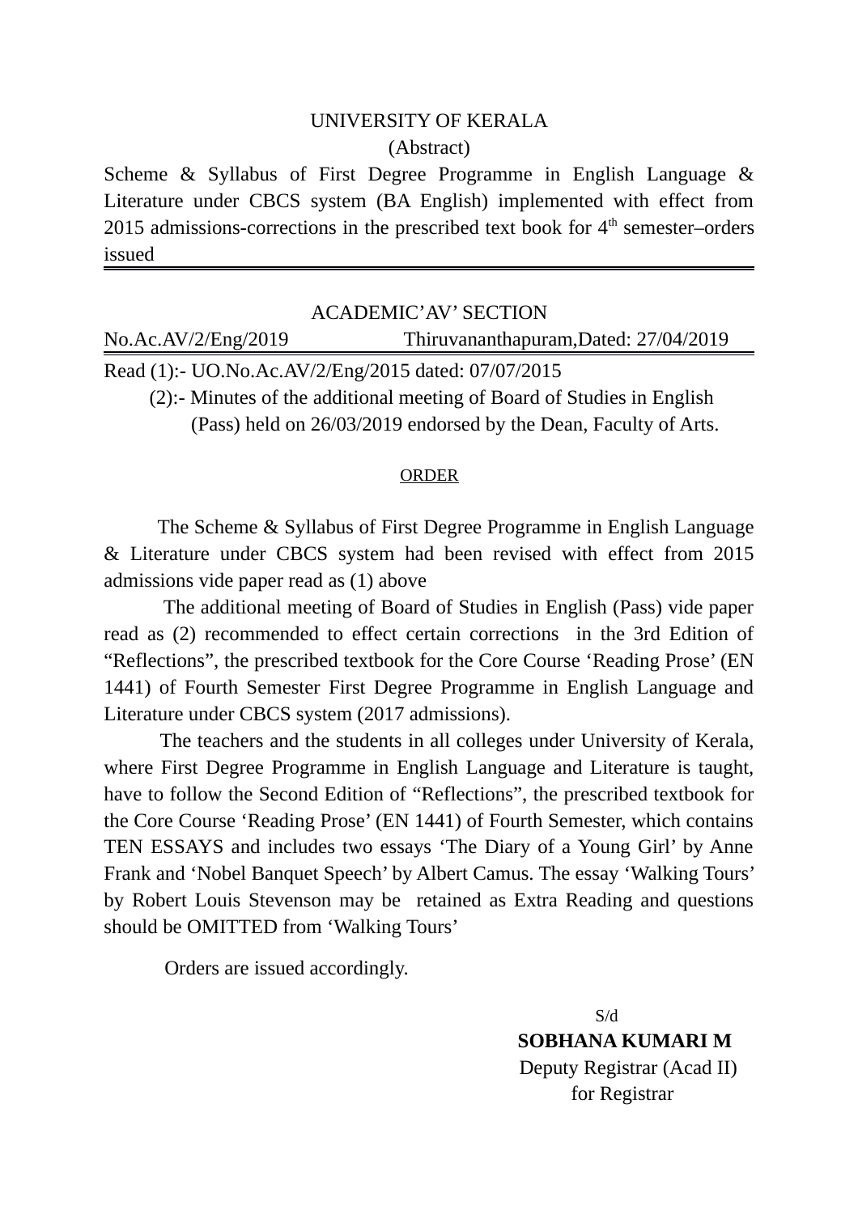# UNIVERSITY OF KERALA

(Abstract)

Scheme & Syllabus of First Degree Programme in English Language & Literature under CBCS system (BA English) implemented with effect from 2015 admissions-corrections in the prescribed text book for 4th semester–orders issued

---

ACADEMIC'AV' SECTION

No.Ac.AV/2/Eng/2019 Thiruvananthapuram,Dated: 27/04/2019

---

Read (1):- UO.No.Ac.AV/2/Eng/2015 dated: 07/07/2015

(2):- Minutes of the additional meeting of Board of Studies in English (Pass) held on 26/03/2019 endorsed by the Dean, Faculty of Arts.

ORDER

The Scheme & Syllabus of First Degree Programme in English Language & Literature under CBCS system had been revised with effect from 2015 admissions vide paper read as (1) above

The additional meeting of Board of Studies in English (Pass) vide paper read as (2) recommended to effect certain corrections in the 3rd Edition of "Reflections", the prescribed textbook for the Core Course 'Reading Prose' (EN 1441) of Fourth Semester First Degree Programme in English Language and Literature under CBCS system (2017 admissions).

The teachers and the students in all colleges under University of Kerala, where First Degree Programme in English Language and Literature is taught, have to follow the Second Edition of "Reflections", the prescribed textbook for the Core Course 'Reading Prose' (EN 1441) of Fourth Semester, which contains TEN ESSAYS and includes two essays 'The Diary of a Young Girl' by Anne Frank and 'Nobel Banquet Speech' by Albert Camus. The essay 'Walking Tours' by Robert Louis Stevenson may be retained as Extra Reading and questions should be OMITTED from 'Walking Tours'

Orders are issued accordingly.

S/d

**SOBHANA KUMARI M**

Deputy Registrar (Acad II)

for Registrar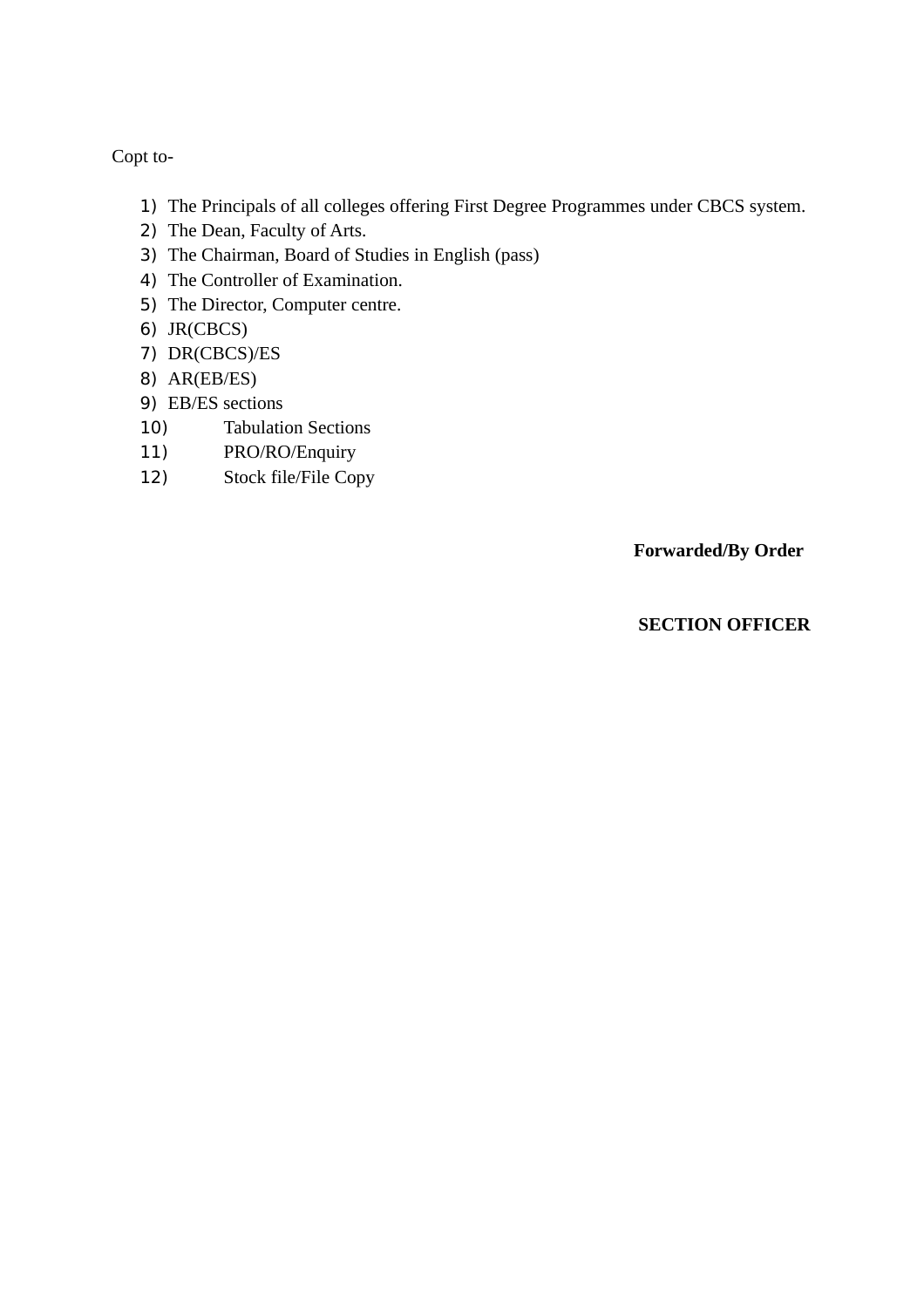Copt to-

1) The Principals of all colleges offering First Degree Programmes under CBCS system.
2) The Dean, Faculty of Arts.
3) The Chairman, Board of Studies in English (pass)
4) The Controller of Examination.
5) The Director, Computer centre.
6) JR(CBCS)
7) DR(CBCS)/ES
8) AR(EB/ES)
9) EB/ES sections
10) Tabulation Sections
11) PRO/RO/Enquiry
12) Stock file/File Copy

**Forwarded/By Order**

**SECTION OFFICER**